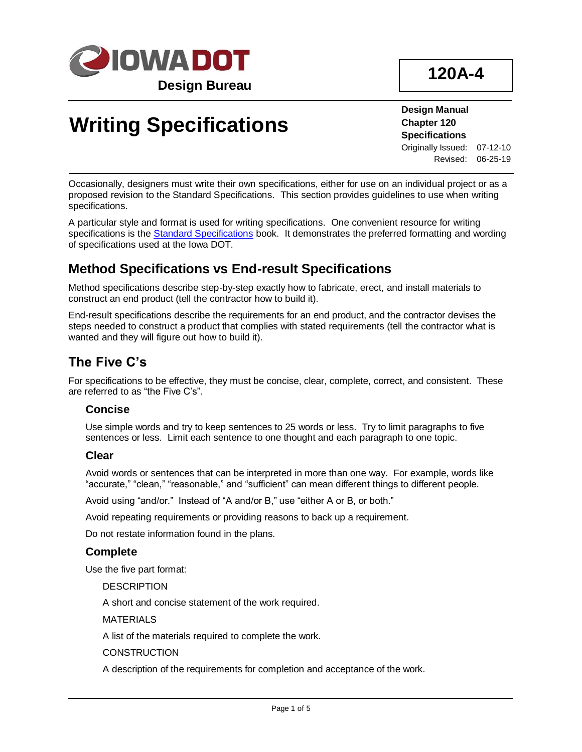IOWA DOT

Design Bureau

**120A-4**

# Writing Specifications

**Design Manual**
**Chapter 120**
**Specifications**

Originally Issued: 07-12-10
Revised: 06-25-19

Occasionally, designers must write their own specifications, either for use on an individual project or as a proposed revision to the Standard Specifications. This section provides guidelines to use when writing specifications.

A particular style and format is used for writing specifications. One convenient resource for writing specifications is the Standard Specifications book. It demonstrates the preferred formatting and wording of specifications used at the Iowa DOT.

## Method Specifications vs End-result Specifications

Method specifications describe step-by-step exactly how to fabricate, erect, and install materials to construct an end product (tell the contractor how to build it).

End-result specifications describe the requirements for an end product, and the contractor devises the steps needed to construct a product that complies with stated requirements (tell the contractor what is wanted and they will figure out how to build it).

## The Five C's

For specifications to be effective, they must be concise, clear, complete, correct, and consistent. These are referred to as "the Five C's".

### Concise

Use simple words and try to keep sentences to 25 words or less. Try to limit paragraphs to five sentences or less. Limit each sentence to one thought and each paragraph to one topic.

### Clear

Avoid words or sentences that can be interpreted in more than one way. For example, words like "accurate," "clean," "reasonable," and "sufficient" can mean different things to different people.

Avoid using "and/or." Instead of "A and/or B," use "either A or B, or both."

Avoid repeating requirements or providing reasons to back up a requirement.

Do not restate information found in the plans.

### Complete

Use the five part format:

DESCRIPTION

A short and concise statement of the work required.

MATERIALS

A list of the materials required to complete the work.

CONSTRUCTION

A description of the requirements for completion and acceptance of the work.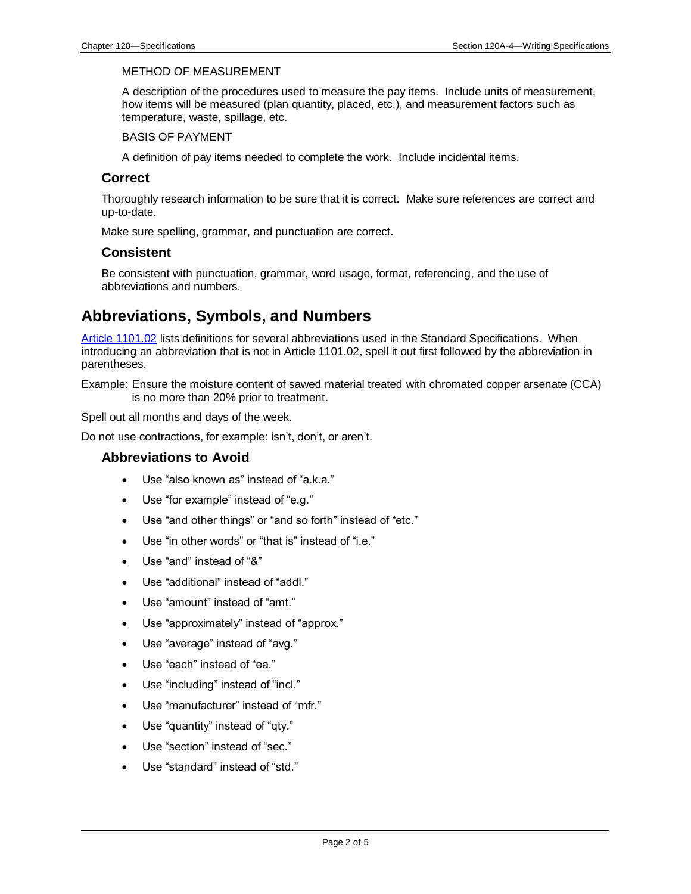METHOD OF MEASUREMENT

A description of the procedures used to measure the pay items. Include units of measurement, how items will be measured (plan quantity, placed, etc.), and measurement factors such as temperature, waste, spillage, etc.

BASIS OF PAYMENT

A definition of pay items needed to complete the work. Include incidental items.

### Correct

Thoroughly research information to be sure that it is correct. Make sure references are correct and up-to-date.

Make sure spelling, grammar, and punctuation are correct.

### Consistent

Be consistent with punctuation, grammar, word usage, format, referencing, and the use of abbreviations and numbers.

## Abbreviations, Symbols, and Numbers

Article 1101.02 lists definitions for several abbreviations used in the Standard Specifications. When introducing an abbreviation that is not in Article 1101.02, spell it out first followed by the abbreviation in parentheses.

Example: Ensure the moisture content of sawed material treated with chromated copper arsenate (CCA) is no more than 20% prior to treatment.

Spell out all months and days of the week.

Do not use contractions, for example: isn't, don't, or aren't.

### Abbreviations to Avoid

- Use "also known as" instead of "a.k.a."
- Use "for example" instead of "e.g."
- Use "and other things" or "and so forth" instead of "etc."
- Use "in other words" or "that is" instead of "i.e."
- Use "and" instead of "&"
- Use "additional" instead of "addl."
- Use "amount" instead of "amt."
- Use "approximately" instead of "approx."
- Use "average" instead of "avg."
- Use "each" instead of "ea."
- Use "including" instead of "incl."
- Use "manufacturer" instead of "mfr."
- Use "quantity" instead of "qty."
- Use "section" instead of "sec."
- Use "standard" instead of "std."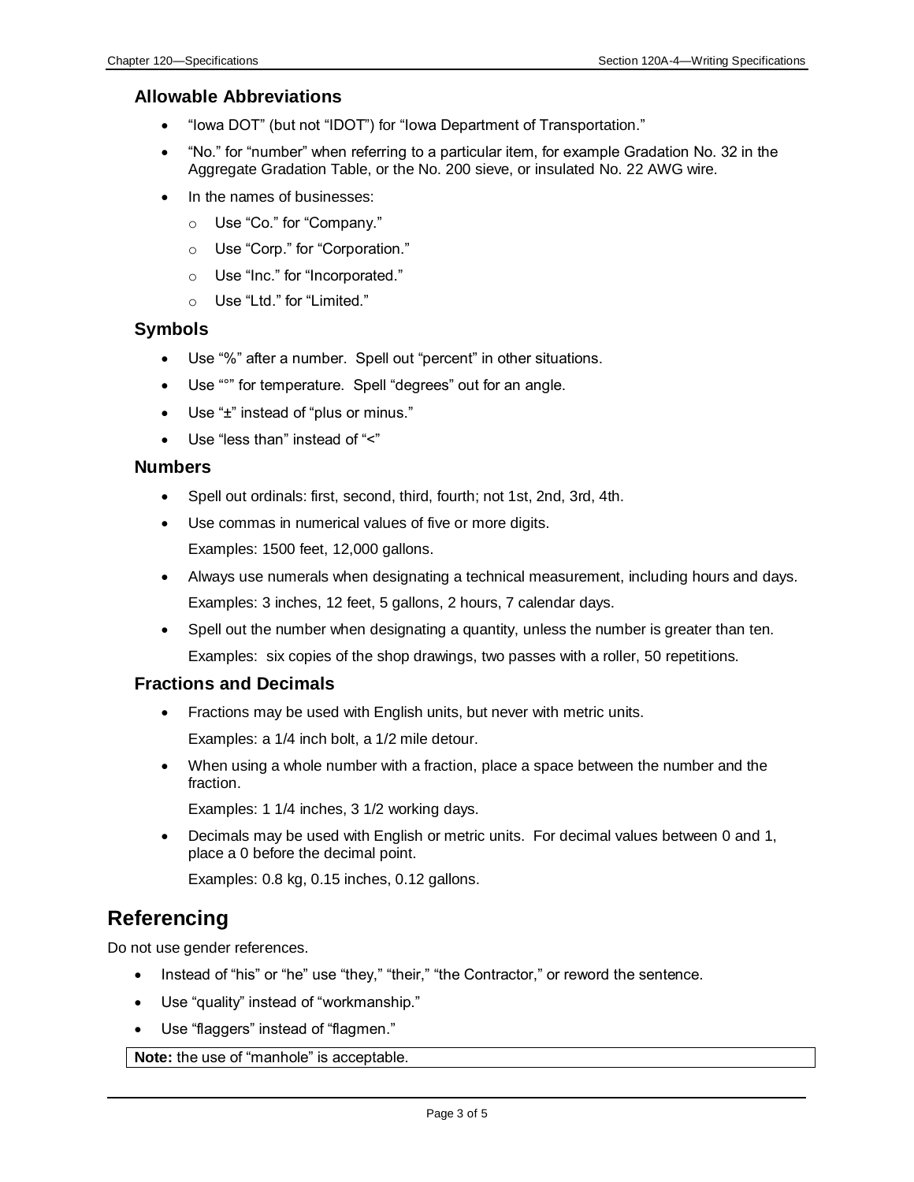### Allowable Abbreviations

- "Iowa DOT" (but not "IDOT") for "Iowa Department of Transportation."
- "No." for "number" when referring to a particular item, for example Gradation No. 32 in the Aggregate Gradation Table, or the No. 200 sieve, or insulated No. 22 AWG wire.
- In the names of businesses:
  - Use "Co." for "Company."
  - Use "Corp." for "Corporation."
  - Use "Inc." for "Incorporated."
  - Use "Ltd." for "Limited."

### Symbols

- Use "%" after a number. Spell out "percent" in other situations.
- Use "°" for temperature. Spell "degrees" out for an angle.
- Use "±" instead of "plus or minus."
- Use "less than" instead of "<"

### Numbers

- Spell out ordinals: first, second, third, fourth; not 1st, 2nd, 3rd, 4th.
- Use commas in numerical values of five or more digits.

  Examples: 1500 feet, 12,000 gallons.
- Always use numerals when designating a technical measurement, including hours and days.

  Examples: 3 inches, 12 feet, 5 gallons, 2 hours, 7 calendar days.
- Spell out the number when designating a quantity, unless the number is greater than ten.

  Examples: six copies of the shop drawings, two passes with a roller, 50 repetitions.

### Fractions and Decimals

- Fractions may be used with English units, but never with metric units.

  Examples: a 1/4 inch bolt, a 1/2 mile detour.
- When using a whole number with a fraction, place a space between the number and the fraction.

  Examples: 1 1/4 inches, 3 1/2 working days.
- Decimals may be used with English or metric units. For decimal values between 0 and 1, place a 0 before the decimal point.

  Examples: 0.8 kg, 0.15 inches, 0.12 gallons.

## Referencing

Do not use gender references.

- Instead of "his" or "he" use "they," "their," "the Contractor," or reword the sentence.
- Use "quality" instead of "workmanship."
- Use "flaggers" instead of "flagmen."

**Note:** the use of "manhole" is acceptable.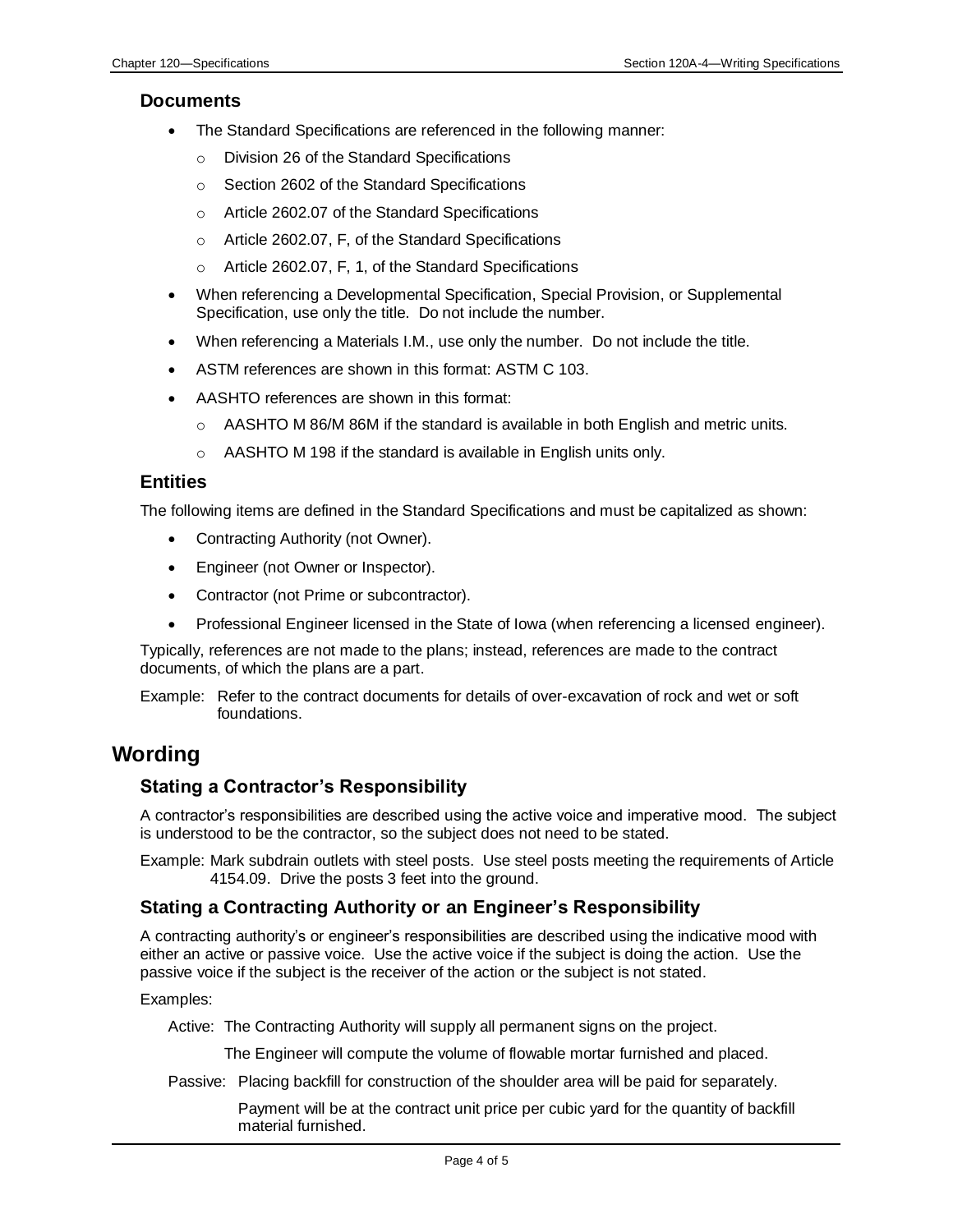### Documents

- The Standard Specifications are referenced in the following manner:
  - Division 26 of the Standard Specifications
  - Section 2602 of the Standard Specifications
  - Article 2602.07 of the Standard Specifications
  - Article 2602.07, F, of the Standard Specifications
  - Article 2602.07, F, 1, of the Standard Specifications
- When referencing a Developmental Specification, Special Provision, or Supplemental Specification, use only the title. Do not include the number.
- When referencing a Materials I.M., use only the number. Do not include the title.
- ASTM references are shown in this format: ASTM C 103.
- AASHTO references are shown in this format:
  - AASHTO M 86/M 86M if the standard is available in both English and metric units.
  - AASHTO M 198 if the standard is available in English units only.

### Entities

The following items are defined in the Standard Specifications and must be capitalized as shown:

- Contracting Authority (not Owner).
- Engineer (not Owner or Inspector).
- Contractor (not Prime or subcontractor).
- Professional Engineer licensed in the State of Iowa (when referencing a licensed engineer).

Typically, references are not made to the plans; instead, references are made to the contract documents, of which the plans are a part.

Example: Refer to the contract documents for details of over-excavation of rock and wet or soft foundations.

## Wording

### Stating a Contractor's Responsibility

A contractor's responsibilities are described using the active voice and imperative mood. The subject is understood to be the contractor, so the subject does not need to be stated.

Example: Mark subdrain outlets with steel posts. Use steel posts meeting the requirements of Article 4154.09. Drive the posts 3 feet into the ground.

### Stating a Contracting Authority or an Engineer's Responsibility

A contracting authority's or engineer's responsibilities are described using the indicative mood with either an active or passive voice. Use the active voice if the subject is doing the action. Use the passive voice if the subject is the receiver of the action or the subject is not stated.

Examples:

Active: The Contracting Authority will supply all permanent signs on the project.

The Engineer will compute the volume of flowable mortar furnished and placed.

Passive: Placing backfill for construction of the shoulder area will be paid for separately.

Payment will be at the contract unit price per cubic yard for the quantity of backfill material furnished.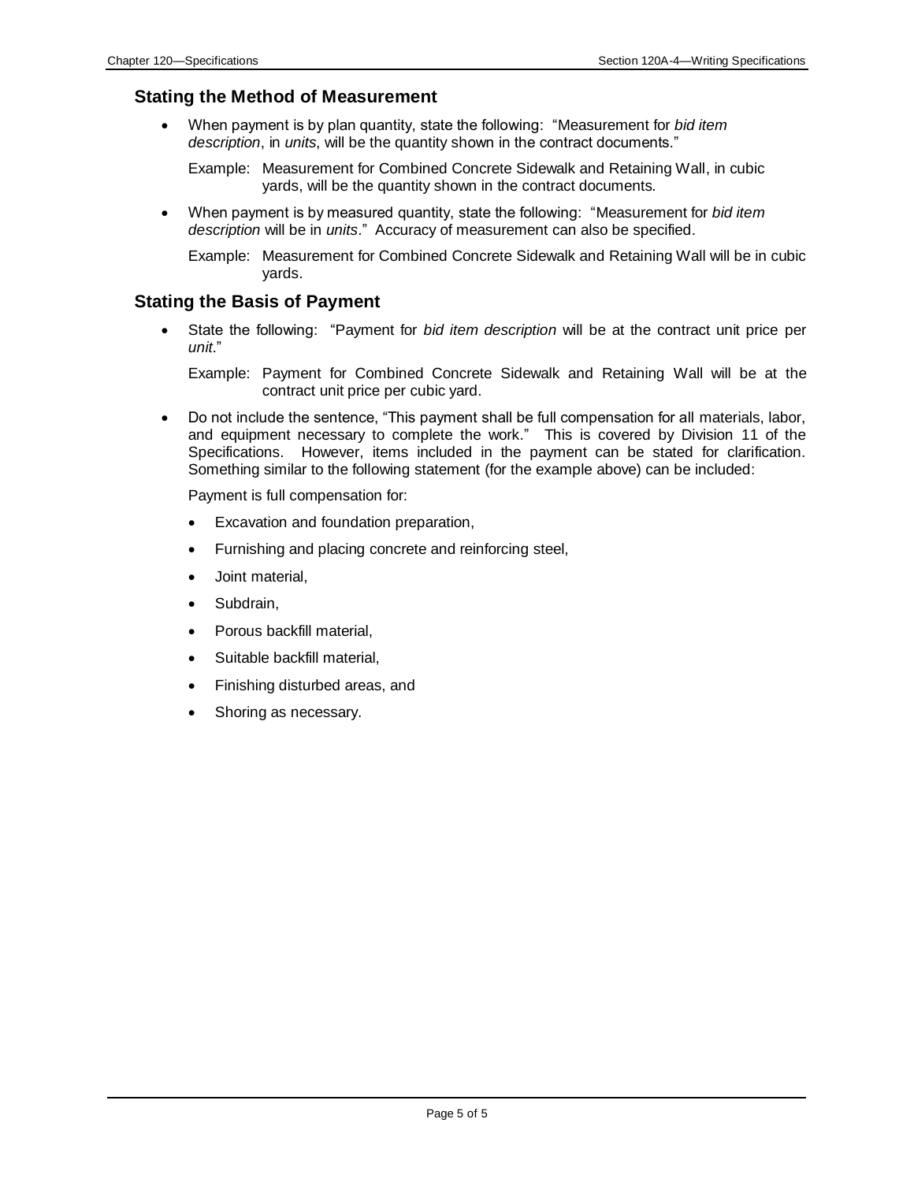## Stating the Method of Measurement

- When payment is by plan quantity, state the following: "Measurement for *bid item description*, in *units*, will be the quantity shown in the contract documents."

  Example: Measurement for Combined Concrete Sidewalk and Retaining Wall, in cubic yards, will be the quantity shown in the contract documents.

- When payment is by measured quantity, state the following: "Measurement for *bid item description* will be in *units*." Accuracy of measurement can also be specified.

  Example: Measurement for Combined Concrete Sidewalk and Retaining Wall will be in cubic yards.

## Stating the Basis of Payment

- State the following: "Payment for *bid item description* will be at the contract unit price per *unit*."

  Example: Payment for Combined Concrete Sidewalk and Retaining Wall will be at the contract unit price per cubic yard.

- Do not include the sentence, "This payment shall be full compensation for all materials, labor, and equipment necessary to complete the work." This is covered by Division 11 of the Specifications. However, items included in the payment can be stated for clarification. Something similar to the following statement (for the example above) can be included:

  Payment is full compensation for:

  - Excavation and foundation preparation,
  - Furnishing and placing concrete and reinforcing steel,
  - Joint material,
  - Subdrain,
  - Porous backfill material,
  - Suitable backfill material,
  - Finishing disturbed areas, and
  - Shoring as necessary.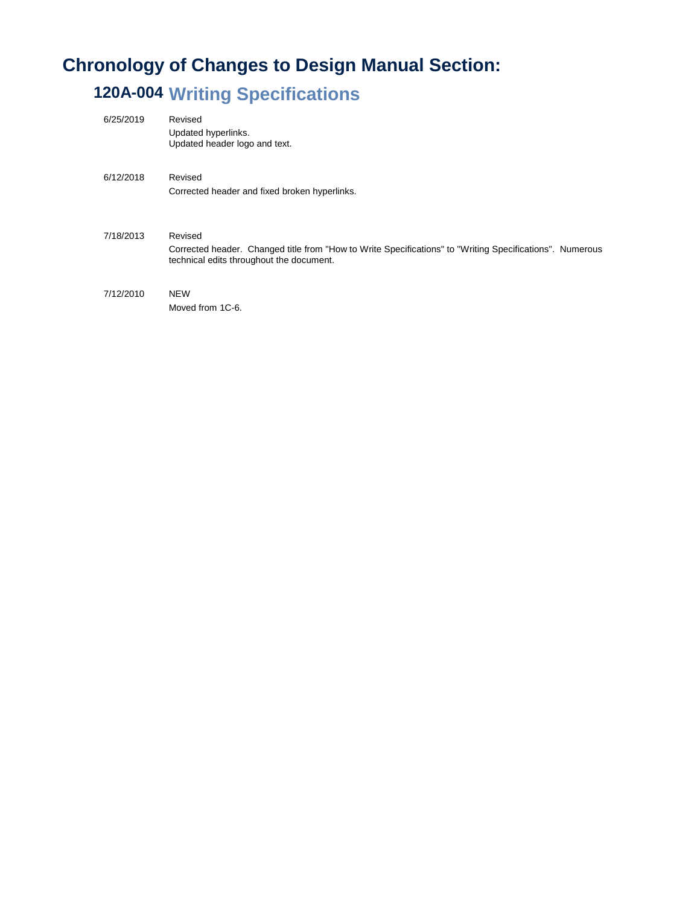# Chronology of Changes to Design Manual Section:

## 120A-004 Writing Specifications

| | |
|---|---|
| 6/25/2019 | Revised<br>Updated hyperlinks.<br>Updated header logo and text. |
| 6/12/2018 | Revised<br>Corrected header and fixed broken hyperlinks. |
| 7/18/2013 | Revised<br>Corrected header. Changed title from "How to Write Specifications" to "Writing Specifications". Numerous technical edits throughout the document. |
| 7/12/2010 | NEW<br>Moved from 1C-6. |